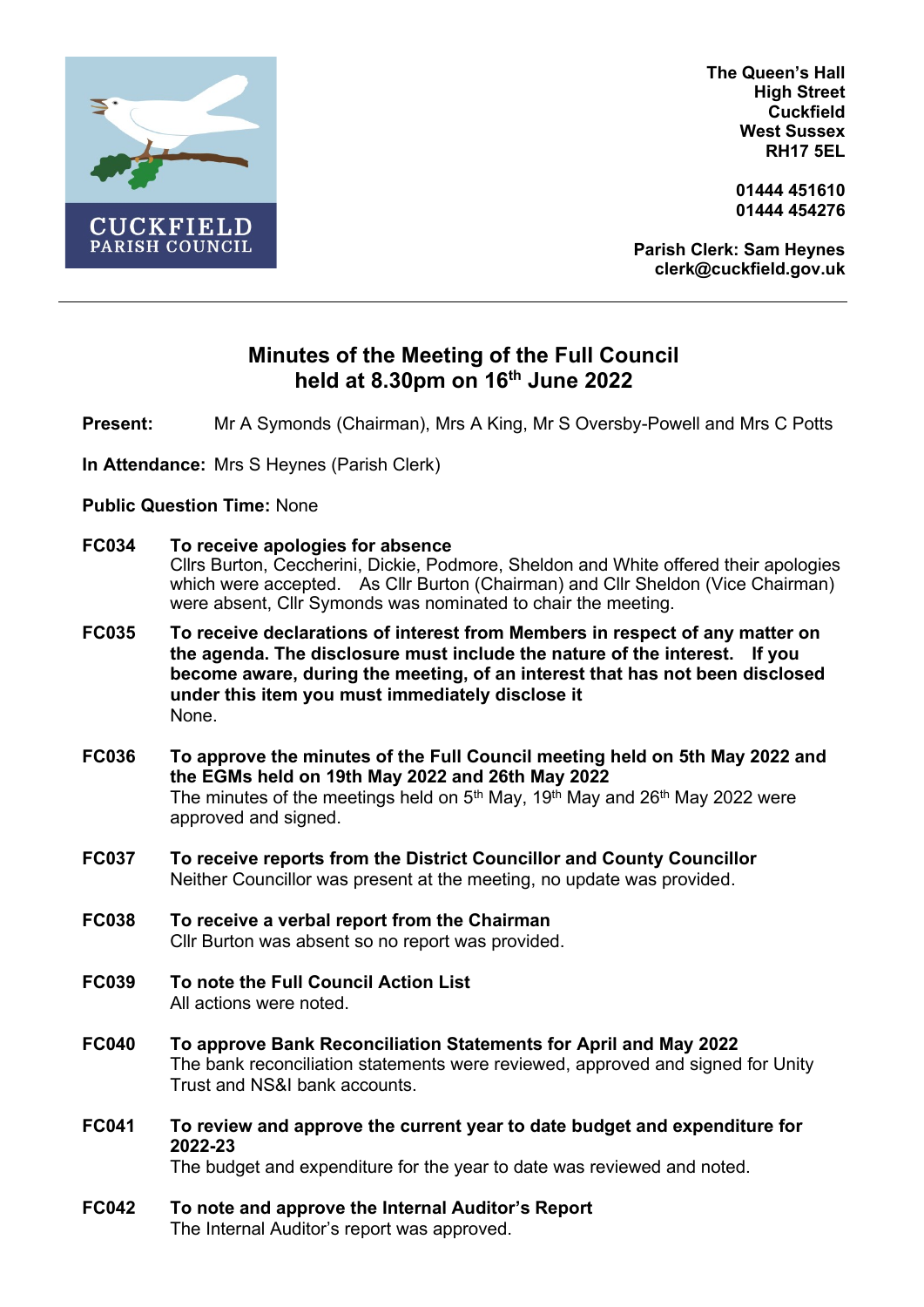CUCKFIELD PARISH COUNCIL

**The Queen's Hall**
**High Street**
**Cuckfield**
**West Sussex**
**RH17 5EL**

**01444 451610**
**01444 454276**

**Parish Clerk: Sam Heynes**
**clerk@cuckfield.gov.uk**

---

# Minutes of the Meeting of the Full Council held at 8.30pm on 16th June 2022

**Present:** Mr A Symonds (Chairman), Mrs A King, Mr S Oversby-Powell and Mrs C Potts

**In Attendance:** Mrs S Heynes (Parish Clerk)

**Public Question Time:** None

**FC034 To receive apologies for absence**
Cllrs Burton, Ceccherini, Dickie, Podmore, Sheldon and White offered their apologies which were accepted. As Cllr Burton (Chairman) and Cllr Sheldon (Vice Chairman) were absent, Cllr Symonds was nominated to chair the meeting.

**FC035 To receive declarations of interest from Members in respect of any matter on the agenda. The disclosure must include the nature of the interest. If you become aware, during the meeting, of an interest that has not been disclosed under this item you must immediately disclose it**
None.

**FC036 To approve the minutes of the Full Council meeting held on 5th May 2022 and the EGMs held on 19th May 2022 and 26th May 2022**
The minutes of the meetings held on 5th May, 19th May and 26th May 2022 were approved and signed.

**FC037 To receive reports from the District Councillor and County Councillor**
Neither Councillor was present at the meeting, no update was provided.

**FC038 To receive a verbal report from the Chairman**
Cllr Burton was absent so no report was provided.

**FC039 To note the Full Council Action List**
All actions were noted.

**FC040 To approve Bank Reconciliation Statements for April and May 2022**
The bank reconciliation statements were reviewed, approved and signed for Unity Trust and NS&I bank accounts.

**FC041 To review and approve the current year to date budget and expenditure for 2022-23**
The budget and expenditure for the year to date was reviewed and noted.

**FC042 To note and approve the Internal Auditor's Report**
The Internal Auditor's report was approved.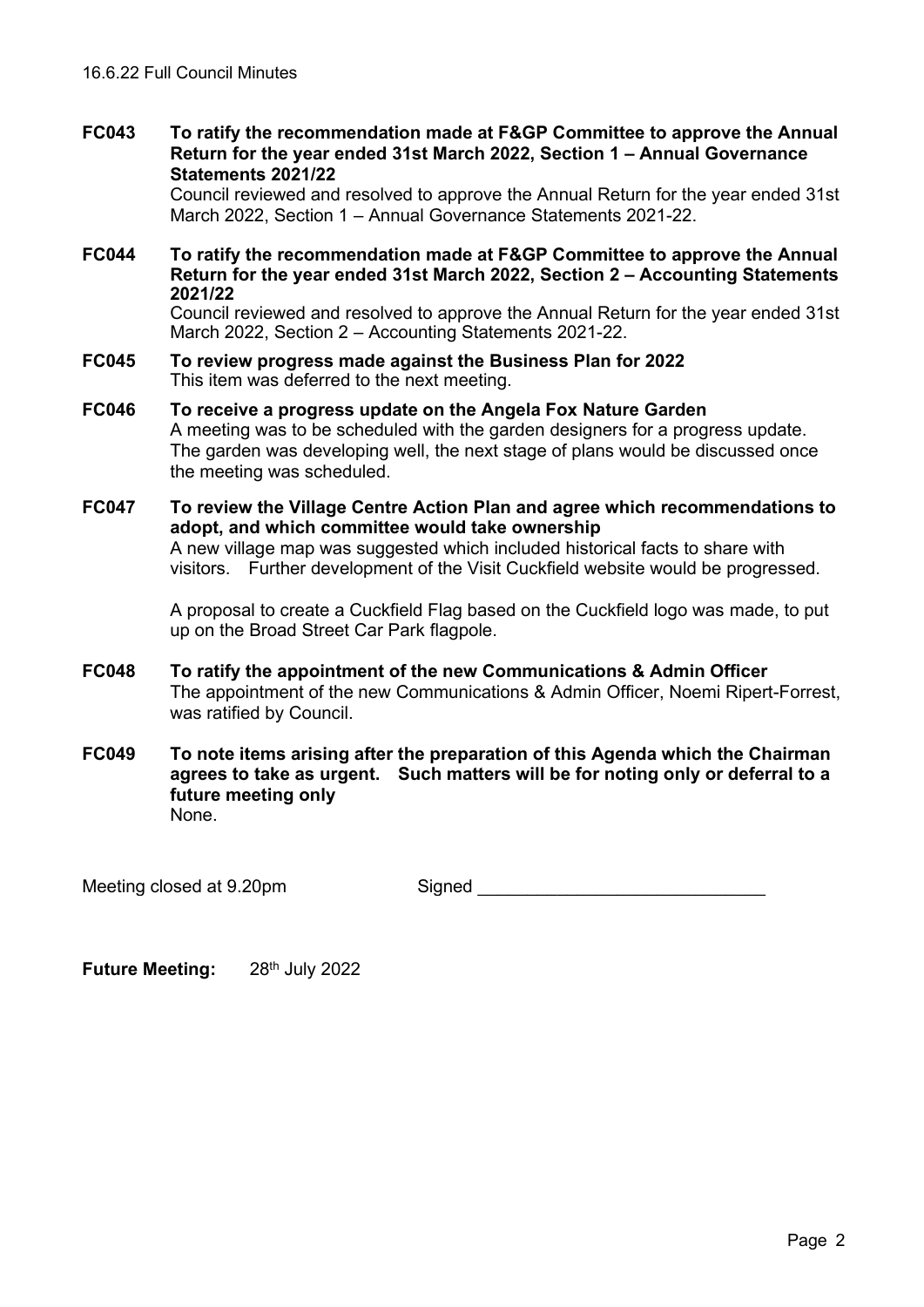**FC043 To ratify the recommendation made at F&GP Committee to approve the Annual Return for the year ended 31st March 2022, Section 1 – Annual Governance Statements 2021/22**

Council reviewed and resolved to approve the Annual Return for the year ended 31st March 2022, Section 1 – Annual Governance Statements 2021-22.

**FC044 To ratify the recommendation made at F&GP Committee to approve the Annual Return for the year ended 31st March 2022, Section 2 – Accounting Statements 2021/22**

Council reviewed and resolved to approve the Annual Return for the year ended 31st March 2022, Section 2 – Accounting Statements 2021-22.

**FC045 To review progress made against the Business Plan for 2022**

This item was deferred to the next meeting.

**FC046 To receive a progress update on the Angela Fox Nature Garden**

A meeting was to be scheduled with the garden designers for a progress update. The garden was developing well, the next stage of plans would be discussed once the meeting was scheduled.

**FC047 To review the Village Centre Action Plan and agree which recommendations to adopt, and which committee would take ownership**

A new village map was suggested which included historical facts to share with visitors. Further development of the Visit Cuckfield website would be progressed.

A proposal to create a Cuckfield Flag based on the Cuckfield logo was made, to put up on the Broad Street Car Park flagpole.

**FC048 To ratify the appointment of the new Communications & Admin Officer**

The appointment of the new Communications & Admin Officer, Noemi Ripert-Forrest, was ratified by Council.

**FC049 To note items arising after the preparation of this Agenda which the Chairman agrees to take as urgent. Such matters will be for noting only or deferral to a future meeting only**

None.

Meeting closed at 9.20pm Signed ____________________________

**Future Meeting:** 28th July 2022